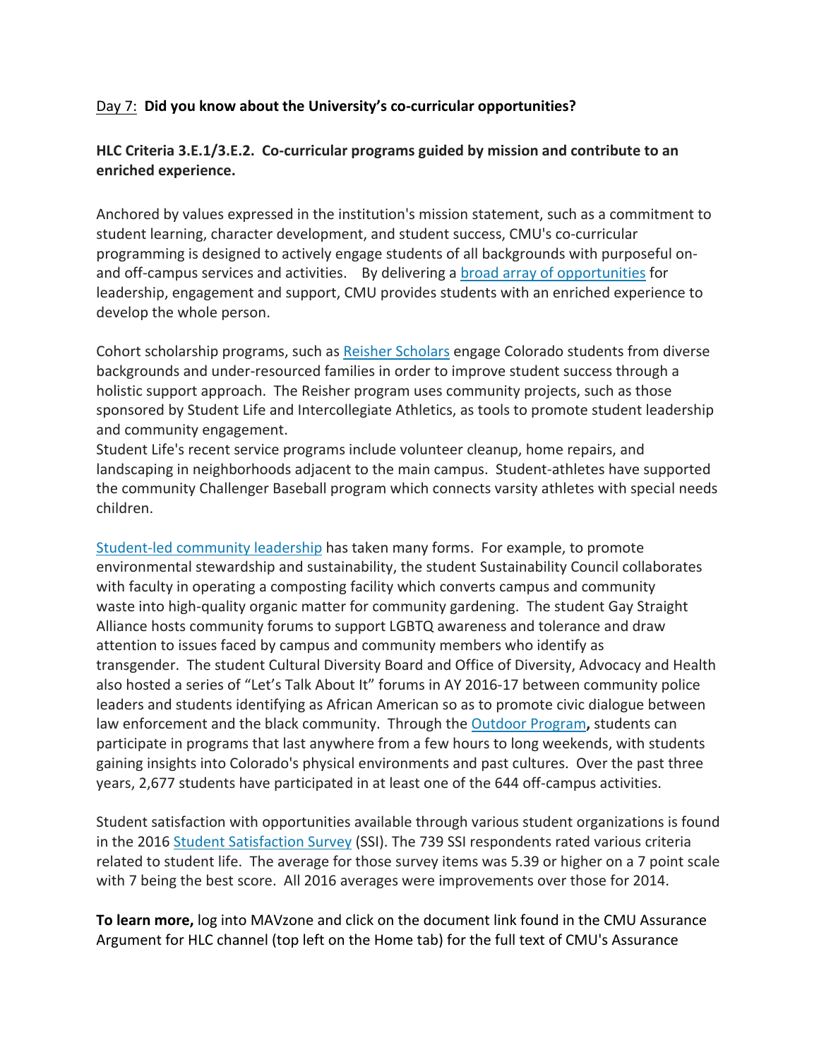Day 7: **Did you know about the University's co-curricular opportunities?**

**HLC Criteria 3.E.1/3.E.2. Co-curricular programs guided by mission and contribute to an enriched experience.**

Anchored by values expressed in the institution's mission statement, such as a commitment to student learning, character development, and student success, CMU's co-curricular programming is designed to actively engage students of all backgrounds with purposeful on- and off-campus services and activities. By delivering a broad array of opportunities for leadership, engagement and support, CMU provides students with an enriched experience to develop the whole person.

Cohort scholarship programs, such as Reisher Scholars engage Colorado students from diverse backgrounds and under-resourced families in order to improve student success through a holistic support approach. The Reisher program uses community projects, such as those sponsored by Student Life and Intercollegiate Athletics, as tools to promote student leadership and community engagement.
Student Life's recent service programs include volunteer cleanup, home repairs, and landscaping in neighborhoods adjacent to the main campus. Student-athletes have supported the community Challenger Baseball program which connects varsity athletes with special needs children.

Student-led community leadership has taken many forms. For example, to promote environmental stewardship and sustainability, the student Sustainability Council collaborates with faculty in operating a composting facility which converts campus and community waste into high-quality organic matter for community gardening. The student Gay Straight Alliance hosts community forums to support LGBTQ awareness and tolerance and draw attention to issues faced by campus and community members who identify as transgender. The student Cultural Diversity Board and Office of Diversity, Advocacy and Health also hosted a series of "Let's Talk About It" forums in AY 2016-17 between community police leaders and students identifying as African American so as to promote civic dialogue between law enforcement and the black community. Through the Outdoor Program**,** students can participate in programs that last anywhere from a few hours to long weekends, with students gaining insights into Colorado's physical environments and past cultures. Over the past three years, 2,677 students have participated in at least one of the 644 off-campus activities.

Student satisfaction with opportunities available through various student organizations is found in the 2016 Student Satisfaction Survey (SSI). The 739 SSI respondents rated various criteria related to student life. The average for those survey items was 5.39 or higher on a 7 point scale with 7 being the best score. All 2016 averages were improvements over those for 2014.

**To learn more,** log into MAVzone and click on the document link found in the CMU Assurance Argument for HLC channel (top left on the Home tab) for the full text of CMU's Assurance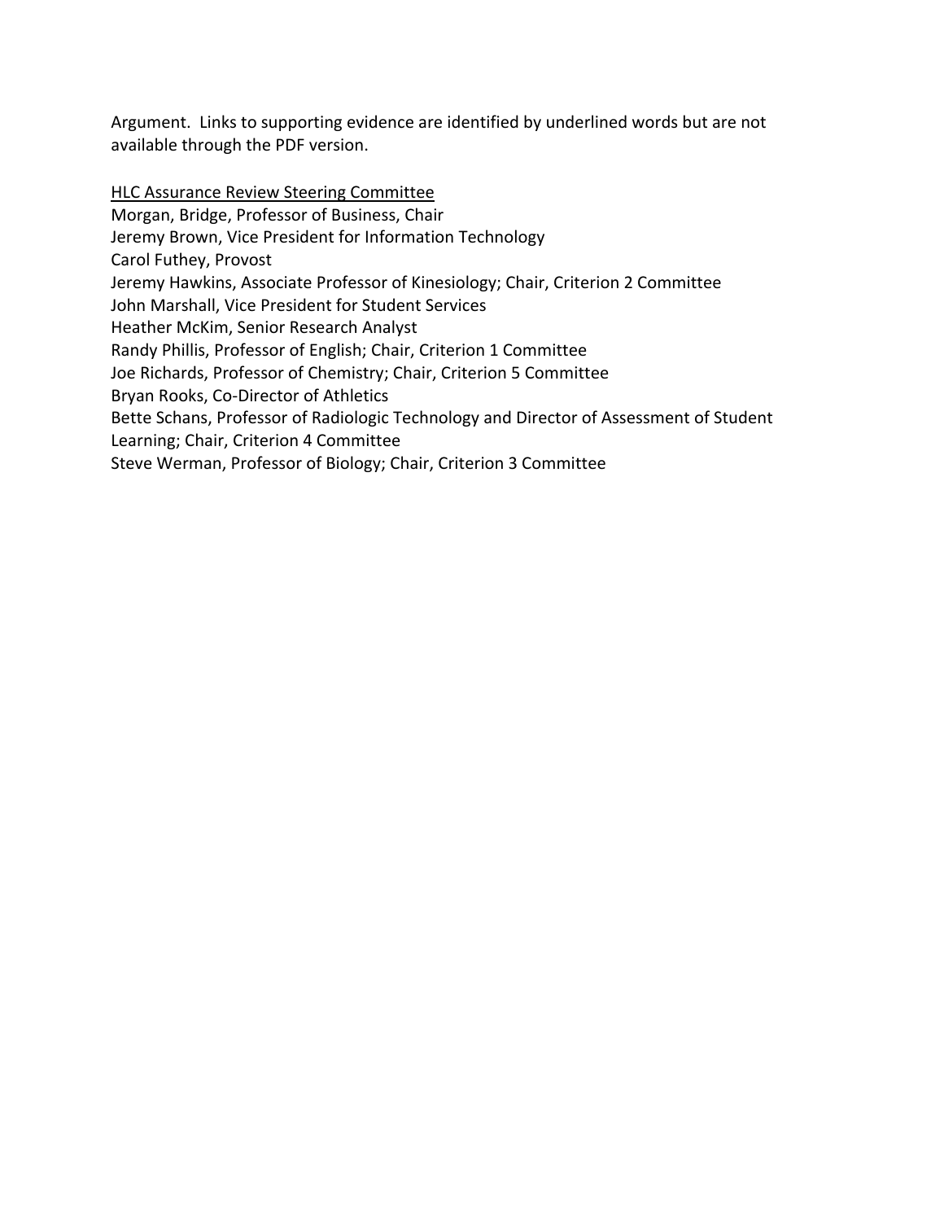Argument. Links to supporting evidence are identified by underlined words but are not available through the PDF version.

<u>HLC Assurance Review Steering Committee</u>

Morgan, Bridge, Professor of Business, Chair
Jeremy Brown, Vice President for Information Technology
Carol Futhey, Provost
Jeremy Hawkins, Associate Professor of Kinesiology; Chair, Criterion 2 Committee
John Marshall, Vice President for Student Services
Heather McKim, Senior Research Analyst
Randy Phillis, Professor of English; Chair, Criterion 1 Committee
Joe Richards, Professor of Chemistry; Chair, Criterion 5 Committee
Bryan Rooks, Co-Director of Athletics
Bette Schans, Professor of Radiologic Technology and Director of Assessment of Student Learning; Chair, Criterion 4 Committee
Steve Werman, Professor of Biology; Chair, Criterion 3 Committee